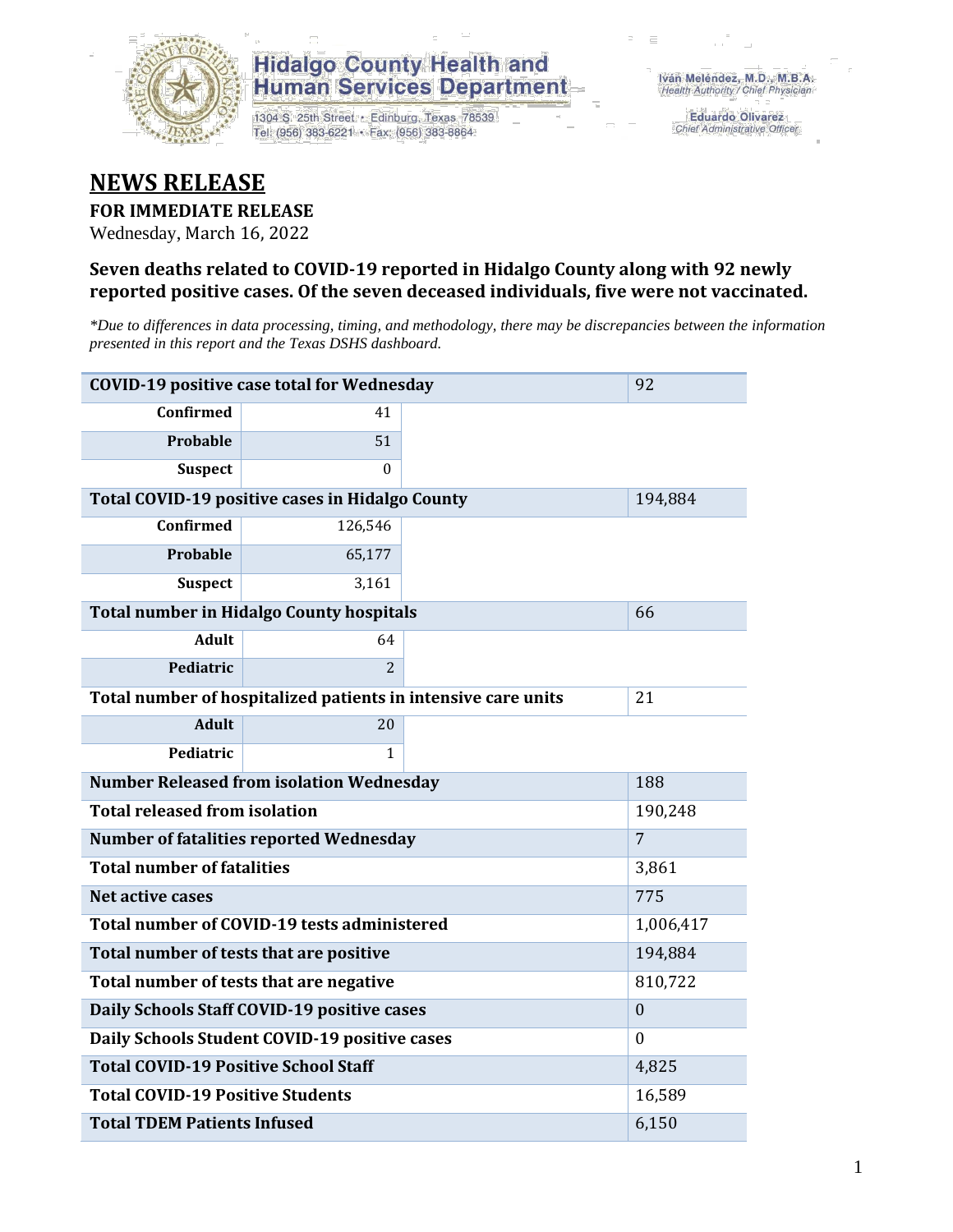Hidalgo County Health and Human Services Department

1304 S. 25th Street • Edinburg, Texas 78539
Tel: (956) 383-6221 • Fax: (956) 383-8864

Iván Meléndez, M.D., M.B.A.
Health Authority / Chief Physician

Eduardo Olivarez
Chief Administrative Officer

# NEWS RELEASE

**FOR IMMEDIATE RELEASE**

Wednesday, March 16, 2022

### Seven deaths related to COVID-19 reported in Hidalgo County along with 92 newly reported positive cases. Of the seven deceased individuals, five were not vaccinated.

*\*Due to differences in data processing, timing, and methodology, there may be discrepancies between the information presented in this report and the Texas DSHS dashboard.*

| | | |
|---|---|---|
| **COVID-19 positive case total for Wednesday** | | 92 |
| **Confirmed** | 41 | |
| **Probable** | 51 | |
| **Suspect** | 0 | |
| **Total COVID-19 positive cases in Hidalgo County** | | 194,884 |
| **Confirmed** | 126,546 | |
| **Probable** | 65,177 | |
| **Suspect** | 3,161 | |
| **Total number in Hidalgo County hospitals** | | 66 |
| **Adult** | 64 | |
| **Pediatric** | 2 | |
| **Total number of hospitalized patients in intensive care units** | | 21 |
| **Adult** | 20 | |
| **Pediatric** | 1 | |
| **Number Released from isolation Wednesday** | | 188 |
| **Total released from isolation** | | 190,248 |
| **Number of fatalities reported Wednesday** | | 7 |
| **Total number of fatalities** | | 3,861 |
| **Net active cases** | | 775 |
| **Total number of COVID-19 tests administered** | | 1,006,417 |
| **Total number of tests that are positive** | | 194,884 |
| **Total number of tests that are negative** | | 810,722 |
| **Daily Schools Staff COVID-19 positive cases** | | 0 |
| **Daily Schools Student COVID-19 positive cases** | | 0 |
| **Total COVID-19 Positive School Staff** | | 4,825 |
| **Total COVID-19 Positive Students** | | 16,589 |
| **Total TDEM Patients Infused** | | 6,150 |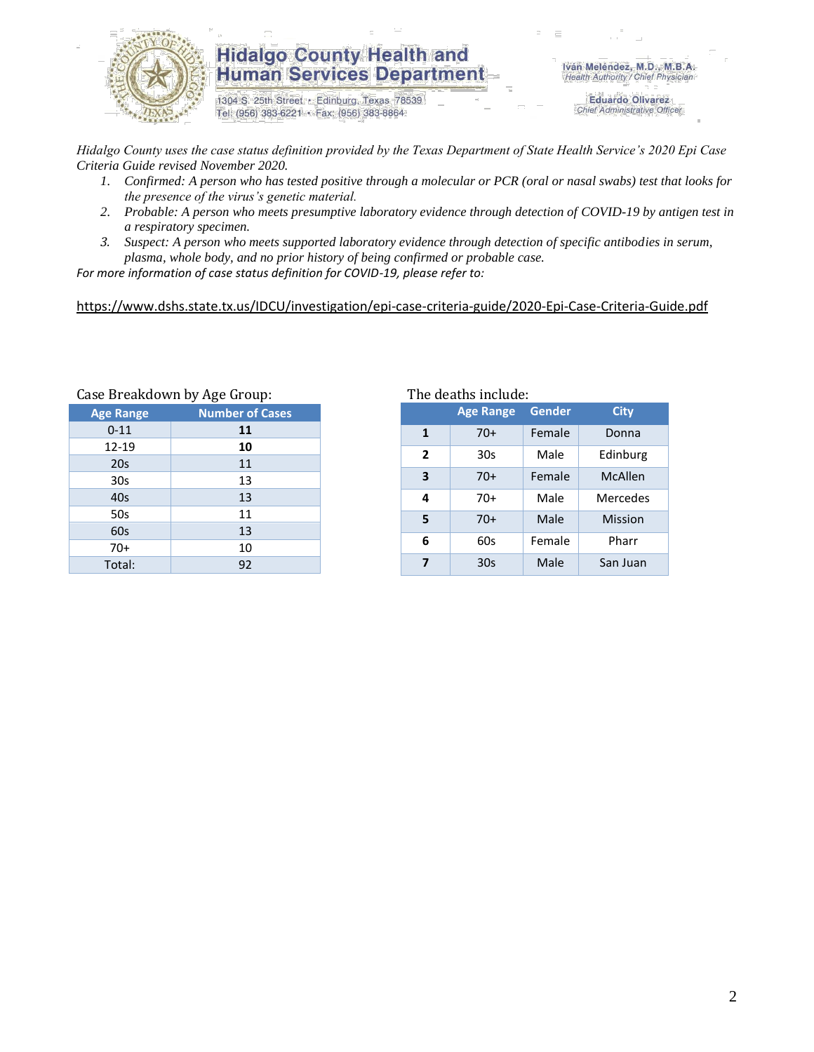# Hidalgo County Health and Human Services Department

1304 S. 25th Street • Edinburg, Texas 78539
Tel: (956) 383-6221 • Fax: (956) 383-8864

Iván Meléndez, M.D., M.B.A.
Health Authority / Chief Physician

Eduardo Olivarez
Chief Administrative Officer

*Hidalgo County uses the case status definition provided by the Texas Department of State Health Service's 2020 Epi Case Criteria Guide revised November 2020.*

1. *Confirmed: A person who has tested positive through a molecular or PCR (oral or nasal swabs) test that looks for the presence of the virus's genetic material.*
2. *Probable: A person who meets presumptive laboratory evidence through detection of COVID-19 by antigen test in a respiratory specimen.*
3. *Suspect: A person who meets supported laboratory evidence through detection of specific antibodies in serum, plasma, whole body, and no prior history of being confirmed or probable case.*

*For more information of case status definition for COVID-19, please refer to:*

https://www.dshs.state.tx.us/IDCU/investigation/epi-case-criteria-guide/2020-Epi-Case-Criteria-Guide.pdf

Case Breakdown by Age Group:

| Age Range | Number of Cases |
|---|---|
| 0-11 | **11** |
| 12-19 | **10** |
| 20s | 11 |
| 30s | 13 |
| 40s | 13 |
| 50s | 11 |
| 60s | 13 |
| 70+ | 10 |
| Total: | 92 |

The deaths include:

| | Age Range | Gender | City |
|---|---|---|---|
| **1** | 70+ | Female | Donna |
| **2** | 30s | Male | Edinburg |
| **3** | 70+ | Female | McAllen |
| **4** | 70+ | Male | Mercedes |
| **5** | 70+ | Male | Mission |
| **6** | 60s | Female | Pharr |
| **7** | 30s | Male | San Juan |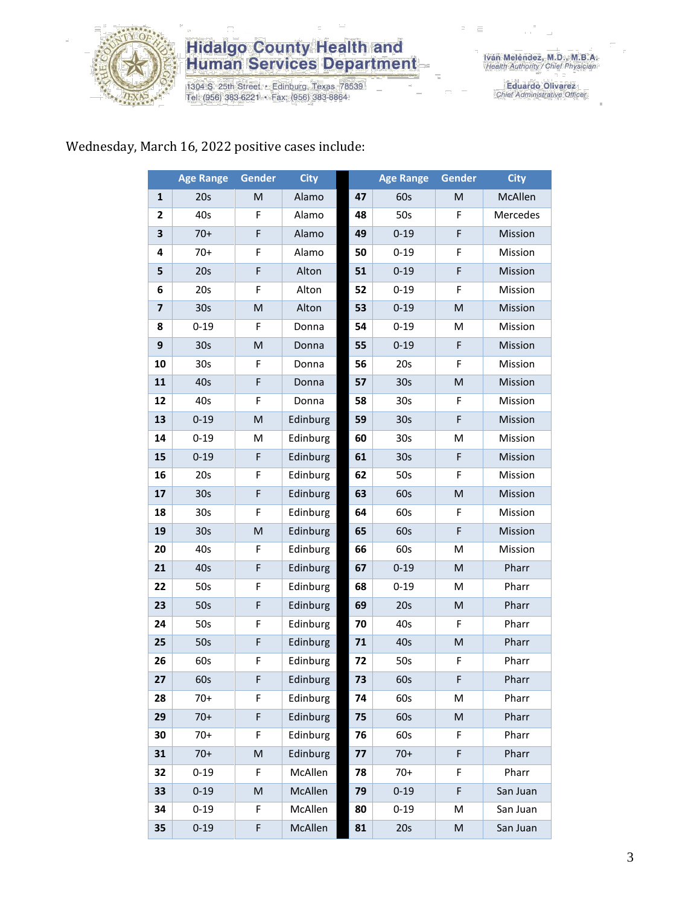# Hidalgo County Health and Human Services Department

1304 S. 25th Street • Edinburg, Texas 78539
Tel: (956) 383-6221 • Fax: (956) 383-8864

Iván Meléndez, M.D., M.B.A.
*Health Authority / Chief Physician*

Eduardo Olivarez
*Chief Administrative Officer*

Wednesday, March 16, 2022 positive cases include:

| | Age Range | Gender | City | | Age Range | Gender | City |
|---|---|---|---|---|---|---|---|
| 1 | 20s | M | Alamo | 47 | 60s | M | McAllen |
| 2 | 40s | F | Alamo | 48 | 50s | F | Mercedes |
| 3 | 70+ | F | Alamo | 49 | 0-19 | F | Mission |
| 4 | 70+ | F | Alamo | 50 | 0-19 | F | Mission |
| 5 | 20s | F | Alton | 51 | 0-19 | F | Mission |
| 6 | 20s | F | Alton | 52 | 0-19 | F | Mission |
| 7 | 30s | M | Alton | 53 | 0-19 | M | Mission |
| 8 | 0-19 | F | Donna | 54 | 0-19 | M | Mission |
| 9 | 30s | M | Donna | 55 | 0-19 | F | Mission |
| 10 | 30s | F | Donna | 56 | 20s | F | Mission |
| 11 | 40s | F | Donna | 57 | 30s | M | Mission |
| 12 | 40s | F | Donna | 58 | 30s | F | Mission |
| 13 | 0-19 | M | Edinburg | 59 | 30s | F | Mission |
| 14 | 0-19 | M | Edinburg | 60 | 30s | M | Mission |
| 15 | 0-19 | F | Edinburg | 61 | 30s | F | Mission |
| 16 | 20s | F | Edinburg | 62 | 50s | F | Mission |
| 17 | 30s | F | Edinburg | 63 | 60s | M | Mission |
| 18 | 30s | F | Edinburg | 64 | 60s | F | Mission |
| 19 | 30s | M | Edinburg | 65 | 60s | F | Mission |
| 20 | 40s | F | Edinburg | 66 | 60s | M | Mission |
| 21 | 40s | F | Edinburg | 67 | 0-19 | M | Pharr |
| 22 | 50s | F | Edinburg | 68 | 0-19 | M | Pharr |
| 23 | 50s | F | Edinburg | 69 | 20s | M | Pharr |
| 24 | 50s | F | Edinburg | 70 | 40s | F | Pharr |
| 25 | 50s | F | Edinburg | 71 | 40s | M | Pharr |
| 26 | 60s | F | Edinburg | 72 | 50s | F | Pharr |
| 27 | 60s | F | Edinburg | 73 | 60s | F | Pharr |
| 28 | 70+ | F | Edinburg | 74 | 60s | M | Pharr |
| 29 | 70+ | F | Edinburg | 75 | 60s | M | Pharr |
| 30 | 70+ | F | Edinburg | 76 | 60s | F | Pharr |
| 31 | 70+ | M | Edinburg | 77 | 70+ | F | Pharr |
| 32 | 0-19 | F | McAllen | 78 | 70+ | F | Pharr |
| 33 | 0-19 | M | McAllen | 79 | 0-19 | F | San Juan |
| 34 | 0-19 | F | McAllen | 80 | 0-19 | M | San Juan |
| 35 | 0-19 | F | McAllen | 81 | 20s | M | San Juan |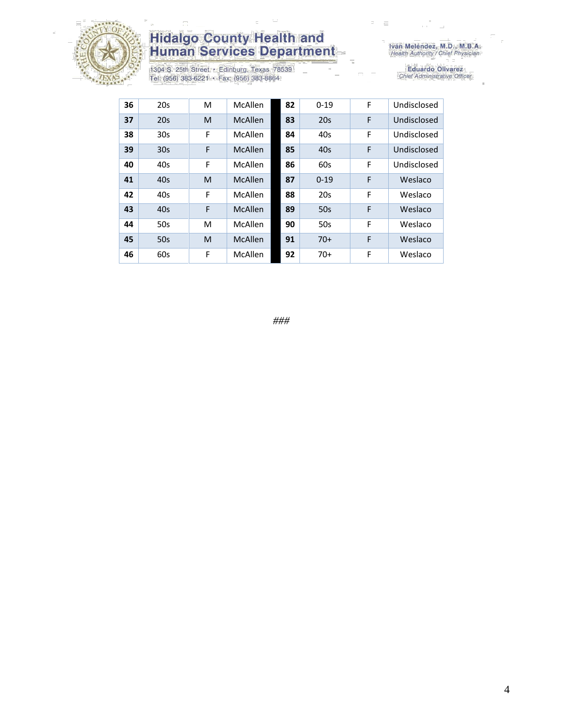| | | | | | | | | |
|---|---|---|---|---|---|---|---|---|
| **36** | 20s | M | McAllen | | **82** | 0-19 | F | Undisclosed |
| **37** | 20s | M | McAllen | | **83** | 20s | F | Undisclosed |
| **38** | 30s | F | McAllen | | **84** | 40s | F | Undisclosed |
| **39** | 30s | F | McAllen | | **85** | 40s | F | Undisclosed |
| **40** | 40s | F | McAllen | | **86** | 60s | F | Undisclosed |
| **41** | 40s | M | McAllen | | **87** | 0-19 | F | Weslaco |
| **42** | 40s | F | McAllen | | **88** | 20s | F | Weslaco |
| **43** | 40s | F | McAllen | | **89** | 50s | F | Weslaco |
| **44** | 50s | M | McAllen | | **90** | 50s | F | Weslaco |
| **45** | 50s | M | McAllen | | **91** | 70+ | F | Weslaco |
| **46** | 60s | F | McAllen | | **92** | 70+ | F | Weslaco |

###